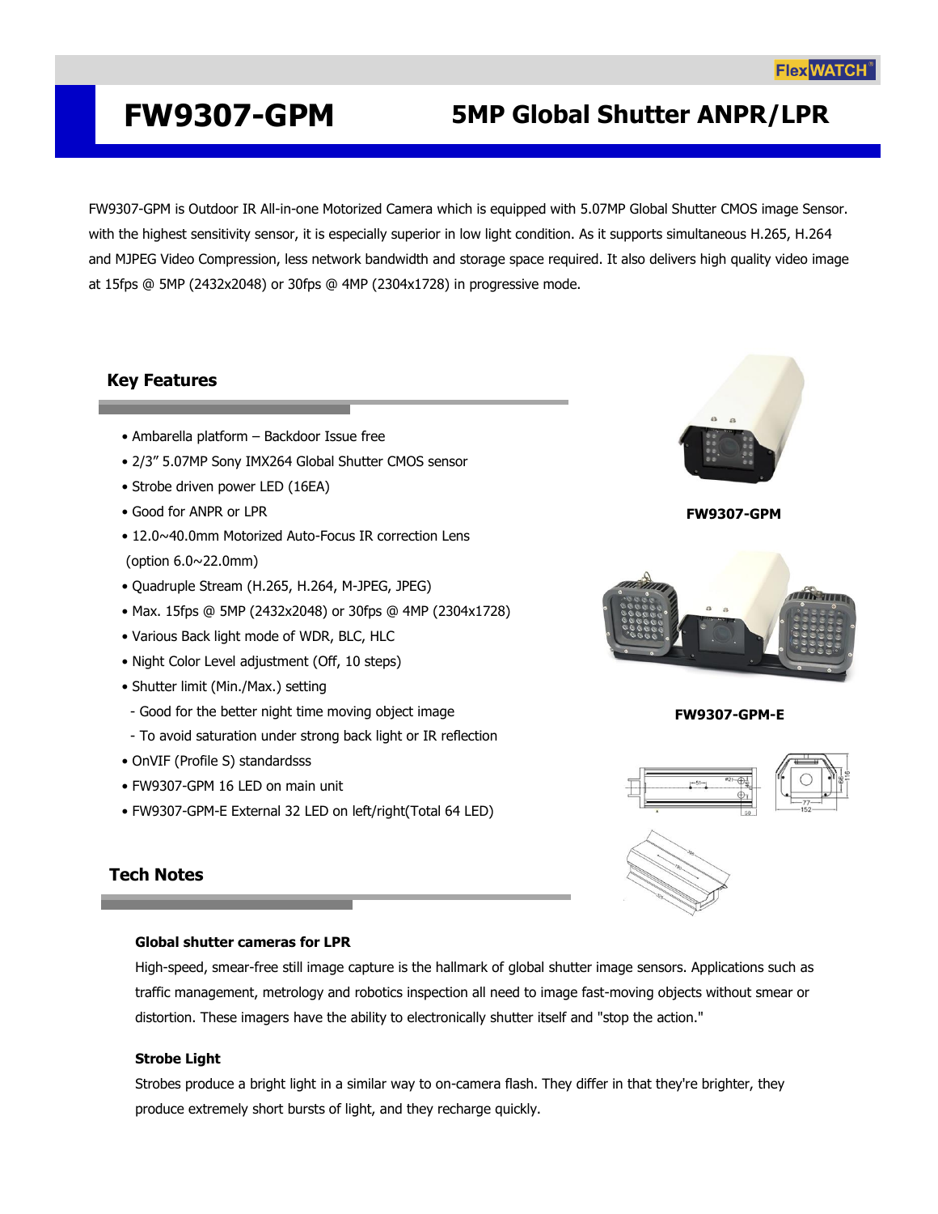# FW9307-GPM

## 5MP Global Shutter ANPR/LPR

FW9307-GPM is Outdoor IR All-in-one Motorized Camera which is equipped with 5.07MP Global Shutter CMOS image Sensor. with the highest sensitivity sensor, it is especially superior in low light condition. As it supports simultaneous H.265, H.264 and MJPEG Video Compression, less network bandwidth and storage space required. It also delivers high quality video image at 15fps @ 5MP (2432x2048) or 30fps @ 4MP (2304x1728) in progressive mode.

## Key Features

- Ambarella platform – Backdoor Issue free
- 2/3" 5.07MP Sony IMX264 Global Shutter CMOS sensor
- Strobe driven power LED (16EA)
- Good for ANPR or LPR
- 12.0~40.0mm Motorized Auto-Focus IR correction Lens (option 6.0~22.0mm)
- Quadruple Stream (H.265, H.264, M-JPEG, JPEG)
- Max. 15fps @ 5MP (2432x2048) or 30fps @ 4MP (2304x1728)
- Various Back light mode of WDR, BLC, HLC
- Night Color Level adjustment (Off, 10 steps)
- Shutter limit (Min./Max.) setting
  - Good for the better night time moving object image
  - To avoid saturation under strong back light or IR reflection
- OnVIF (Profile S) standardsss
- FW9307-GPM 16 LED on main unit
- FW9307-GPM-E External 32 LED on left/right(Total 64 LED)

FW9307-GPM

FW9307-GPM-E

## Tech Notes

### Global shutter cameras for LPR

High-speed, smear-free still image capture is the hallmark of global shutter image sensors. Applications such as traffic management, metrology and robotics inspection all need to image fast-moving objects without smear or distortion. These imagers have the ability to electronically shutter itself and "stop the action."

### Strobe Light

Strobes produce a bright light in a similar way to on-camera flash. They differ in that they're brighter, they produce extremely short bursts of light, and they recharge quickly.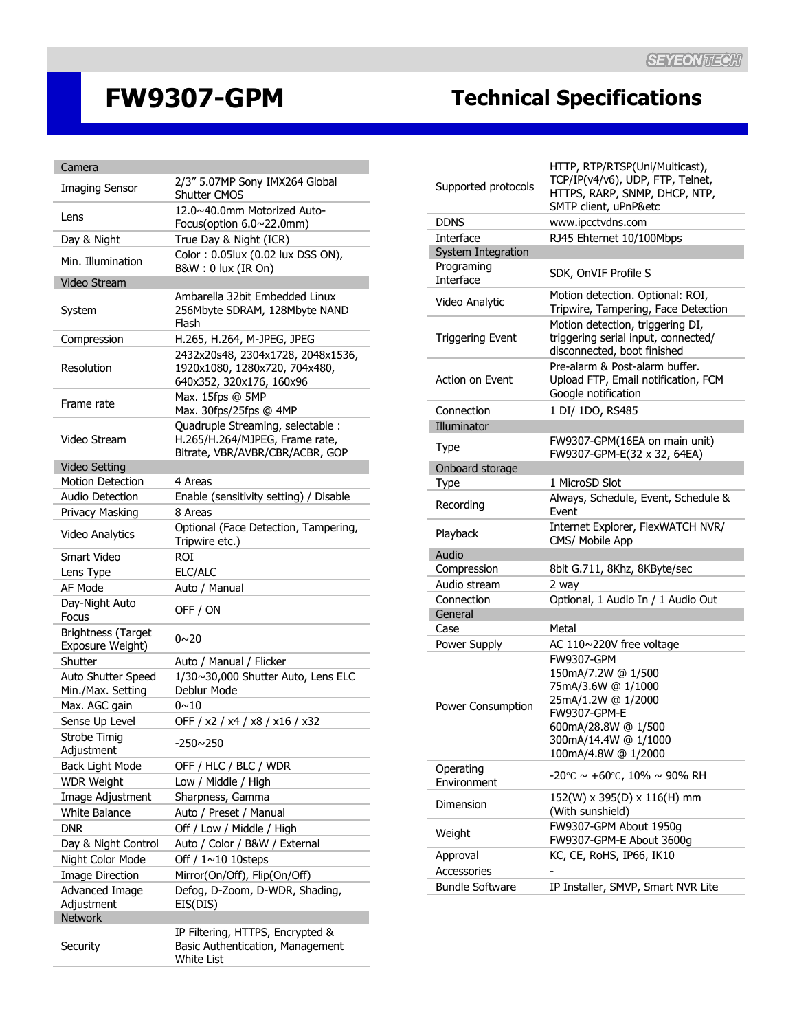# FW9307-GPM

## Technical Specifications

| | |
|---|---|
| **Camera** | |
| Imaging Sensor | 2/3" 5.07MP Sony IMX264 Global Shutter CMOS |
| Lens | 12.0~40.0mm Motorized Auto-Focus(option 6.0~22.0mm) |
| Day & Night | True Day & Night (ICR) |
| Min. Illumination | Color : 0.05lux (0.02 lux DSS ON), B&W : 0 lux (IR On) |
| **Video Stream** | |
| System | Ambarella 32bit Embedded Linux 256Mbyte SDRAM, 128Mbyte NAND Flash |
| Compression | H.265, H.264, M-JPEG, JPEG |
| Resolution | 2432x20s48, 2304x1728, 2048x1536, 1920x1080, 1280x720, 704x480, 640x352, 320x176, 160x96 |
| Frame rate | Max. 15fps @ 5MP<br>Max. 30fps/25fps @ 4MP |
| Video Stream | Quadruple Streaming, selectable : H.265/H.264/MJPEG, Frame rate, Bitrate, VBR/AVBR/CBR/ACBR, GOP |
| **Video Setting** | |
| Motion Detection | 4 Areas |
| Audio Detection | Enable (sensitivity setting) / Disable |
| Privacy Masking | 8 Areas |
| Video Analytics | Optional (Face Detection, Tampering, Tripwire etc.) |
| Smart Video | ROI |
| Lens Type | ELC/ALC |
| AF Mode | Auto / Manual |
| Day-Night Auto Focus | OFF / ON |
| Brightness (Target Exposure Weight) | 0~20 |
| Shutter | Auto / Manual / Flicker |
| Auto Shutter Speed Min./Max. Setting | 1/30~30,000 Shutter Auto, Lens ELC Deblur Mode |
| Max. AGC gain | 0~10 |
| Sense Up Level | OFF / x2 / x4 / x8 / x16 / x32 |
| Strobe Timig Adjustment | -250~250 |
| Back Light Mode | OFF / HLC / BLC / WDR |
| WDR Weight | Low / Middle / High |
| Image Adjustment | Sharpness, Gamma |
| White Balance | Auto / Preset / Manual |
| DNR | Off / Low / Middle / High |
| Day & Night Control | Auto / Color / B&W / External |
| Night Color Mode | Off / 1~10 10steps |
| Image Direction | Mirror(On/Off), Flip(On/Off) |
| Advanced Image Adjustment | Defog, D-Zoom, D-WDR, Shading, EIS(DIS) |
| **Network** | |
| Security | IP Filtering, HTTPS, Encrypted & Basic Authentication, Management White List |
| Supported protocols | HTTP, RTP/RTSP(Uni/Multicast), TCP/IP(v4/v6), UDP, FTP, Telnet, HTTPS, RARP, SNMP, DHCP, NTP, SMTP client, uPnP&etc |
| DDNS | www.ipcctvdns.com |
| Interface | RJ45 Ehternet 10/100Mbps |
| **System Integration** | |
| Programing Interface | SDK, OnVIF Profile S |
| Video Analytic | Motion detection. Optional: ROI, Tripwire, Tampering, Face Detection |
| Triggering Event | Motion detection, triggering DI, triggering serial input, connected/ disconnected, boot finished |
| Action on Event | Pre-alarm & Post-alarm buffer. Upload FTP, Email notification, FCM Google notification |
| Connection | 1 DI/ 1DO, RS485 |
| **Illuminator** | |
| Type | FW9307-GPM(16EA on main unit)<br>FW9307-GPM-E(32 x 32, 64EA) |
| **Onboard storage** | |
| Type | 1 MicroSD Slot |
| Recording | Always, Schedule, Event, Schedule & Event |
| Playback | Internet Explorer, FlexWATCH NVR/ CMS/ Mobile App |
| **Audio** | |
| Compression | 8bit G.711, 8Khz, 8KByte/sec |
| Audio stream | 2 way |
| Connection | Optional, 1 Audio In / 1 Audio Out |
| **General** | |
| Case | Metal |
| Power Supply | AC 110~220V free voltage |
| Power Consumption | FW9307-GPM<br>150mA/7.2W @ 1/500<br>75mA/3.6W @ 1/1000<br>25mA/1.2W @ 1/2000<br>FW9307-GPM-E<br>600mA/28.8W @ 1/500<br>300mA/14.4W @ 1/1000<br>100mA/4.8W @ 1/2000 |
| Operating Environment | -20℃ ~ +60℃, 10% ~ 90% RH |
| Dimension | 152(W) x 395(D) x 116(H) mm (With sunshield) |
| Weight | FW9307-GPM About 1950g<br>FW9307-GPM-E About 3600g |
| Approval | KC, CE, RoHS, IP66, IK10 |
| Accessories | - |
| Bundle Software | IP Installer, SMVP, Smart NVR Lite |